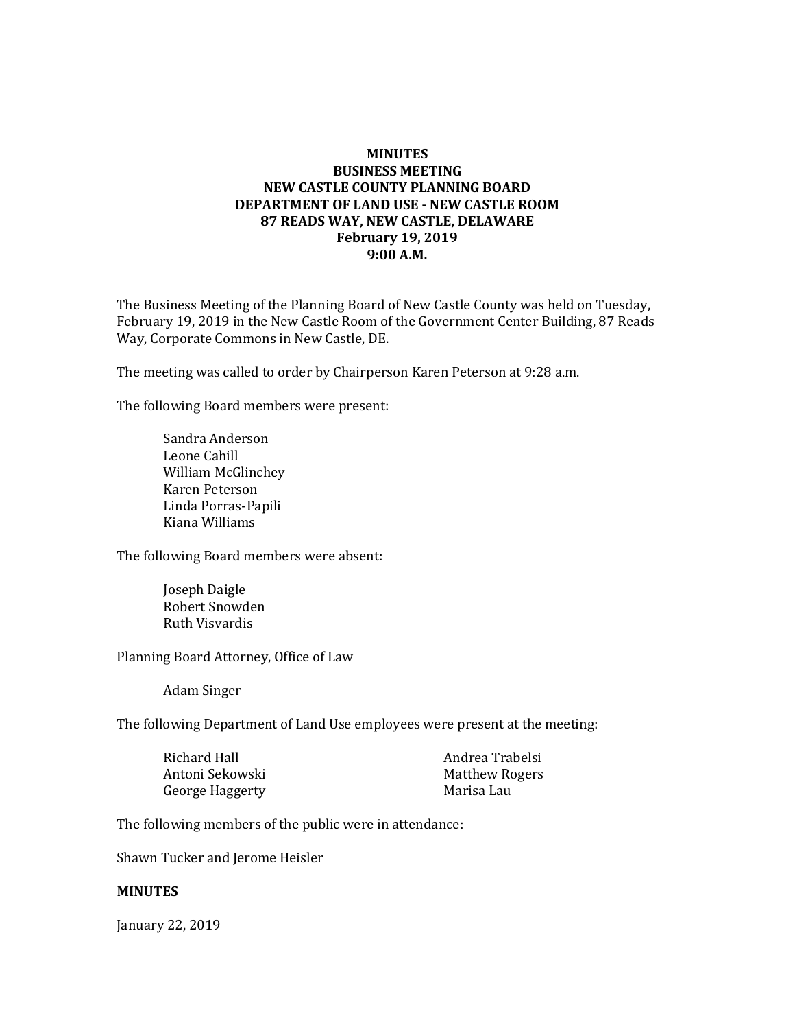**MINUTES**
**BUSINESS MEETING**
**NEW CASTLE COUNTY PLANNING BOARD**
**DEPARTMENT OF LAND USE - NEW CASTLE ROOM**
**87 READS WAY, NEW CASTLE, DELAWARE**
**February 19, 2019**
**9:00 A.M.**

The Business Meeting of the Planning Board of New Castle County was held on Tuesday, February 19, 2019 in the New Castle Room of the Government Center Building, 87 Reads Way, Corporate Commons in New Castle, DE.

The meeting was called to order by Chairperson Karen Peterson at 9:28 a.m.

The following Board members were present:

Sandra Anderson
Leone Cahill
William McGlinchey
Karen Peterson
Linda Porras-Papili
Kiana Williams

The following Board members were absent:

Joseph Daigle
Robert Snowden
Ruth Visvardis

Planning Board Attorney, Office of Law

Adam Singer

The following Department of Land Use employees were present at the meeting:

Richard Hall
Antoni Sekowski
George Haggerty
Andrea Trabelsi
Matthew Rogers
Marisa Lau

The following members of the public were in attendance:

Shawn Tucker and Jerome Heisler

**MINUTES**

January 22, 2019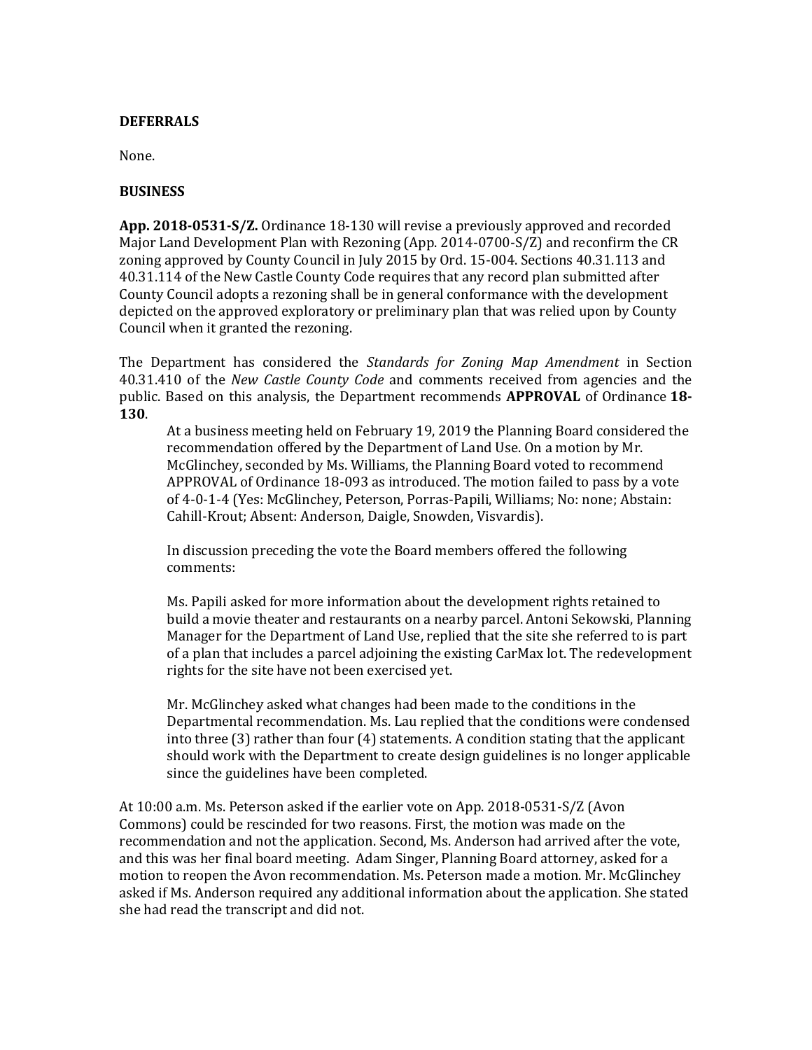**DEFERRALS**

None.

**BUSINESS**

**App. 2018-0531-S/Z.** Ordinance 18-130 will revise a previously approved and recorded Major Land Development Plan with Rezoning (App. 2014-0700-S/Z) and reconfirm the CR zoning approved by County Council in July 2015 by Ord. 15-004. Sections 40.31.113 and 40.31.114 of the New Castle County Code requires that any record plan submitted after County Council adopts a rezoning shall be in general conformance with the development depicted on the approved exploratory or preliminary plan that was relied upon by County Council when it granted the rezoning.

The Department has considered the *Standards for Zoning Map Amendment* in Section 40.31.410 of the *New Castle County Code* and comments received from agencies and the public. Based on this analysis, the Department recommends **APPROVAL** of Ordinance **18-130**.

> At a business meeting held on February 19, 2019 the Planning Board considered the recommendation offered by the Department of Land Use. On a motion by Mr. McGlinchey, seconded by Ms. Williams, the Planning Board voted to recommend APPROVAL of Ordinance 18-093 as introduced. The motion failed to pass by a vote of 4-0-1-4 (Yes: McGlinchey, Peterson, Porras-Papili, Williams; No: none; Abstain: Cahill-Krout; Absent: Anderson, Daigle, Snowden, Visvardis).
>
> In discussion preceding the vote the Board members offered the following comments:
>
> Ms. Papili asked for more information about the development rights retained to build a movie theater and restaurants on a nearby parcel. Antoni Sekowski, Planning Manager for the Department of Land Use, replied that the site she referred to is part of a plan that includes a parcel adjoining the existing CarMax lot. The redevelopment rights for the site have not been exercised yet.
>
> Mr. McGlinchey asked what changes had been made to the conditions in the Departmental recommendation. Ms. Lau replied that the conditions were condensed into three (3) rather than four (4) statements. A condition stating that the applicant should work with the Department to create design guidelines is no longer applicable since the guidelines have been completed.

At 10:00 a.m. Ms. Peterson asked if the earlier vote on App. 2018-0531-S/Z (Avon Commons) could be rescinded for two reasons. First, the motion was made on the recommendation and not the application. Second, Ms. Anderson had arrived after the vote, and this was her final board meeting. Adam Singer, Planning Board attorney, asked for a motion to reopen the Avon recommendation. Ms. Peterson made a motion. Mr. McGlinchey asked if Ms. Anderson required any additional information about the application. She stated she had read the transcript and did not.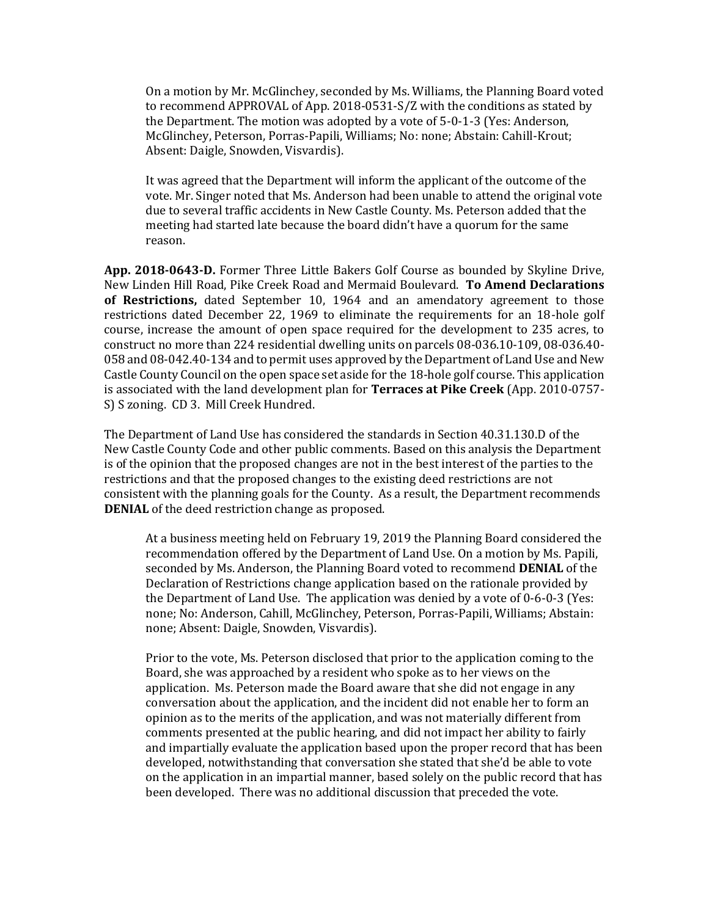On a motion by Mr. McGlinchey, seconded by Ms. Williams, the Planning Board voted to recommend APPROVAL of App. 2018-0531-S/Z with the conditions as stated by the Department. The motion was adopted by a vote of 5-0-1-3 (Yes: Anderson, McGlinchey, Peterson, Porras-Papili, Williams; No: none; Abstain: Cahill-Krout; Absent: Daigle, Snowden, Visvardis).

It was agreed that the Department will inform the applicant of the outcome of the vote. Mr. Singer noted that Ms. Anderson had been unable to attend the original vote due to several traffic accidents in New Castle County. Ms. Peterson added that the meeting had started late because the board didn't have a quorum for the same reason.

**App. 2018-0643-D.** Former Three Little Bakers Golf Course as bounded by Skyline Drive, New Linden Hill Road, Pike Creek Road and Mermaid Boulevard. **To Amend Declarations of Restrictions,** dated September 10, 1964 and an amendatory agreement to those restrictions dated December 22, 1969 to eliminate the requirements for an 18-hole golf course, increase the amount of open space required for the development to 235 acres, to construct no more than 224 residential dwelling units on parcels 08-036.10-109, 08-036.40-058 and 08-042.40-134 and to permit uses approved by the Department of Land Use and New Castle County Council on the open space set aside for the 18-hole golf course. This application is associated with the land development plan for **Terraces at Pike Creek** (App. 2010-0757-S) S zoning. CD 3. Mill Creek Hundred.

The Department of Land Use has considered the standards in Section 40.31.130.D of the New Castle County Code and other public comments. Based on this analysis the Department is of the opinion that the proposed changes are not in the best interest of the parties to the restrictions and that the proposed changes to the existing deed restrictions are not consistent with the planning goals for the County. As a result, the Department recommends **DENIAL** of the deed restriction change as proposed.

At a business meeting held on February 19, 2019 the Planning Board considered the recommendation offered by the Department of Land Use. On a motion by Ms. Papili, seconded by Ms. Anderson, the Planning Board voted to recommend **DENIAL** of the Declaration of Restrictions change application based on the rationale provided by the Department of Land Use. The application was denied by a vote of 0-6-0-3 (Yes: none; No: Anderson, Cahill, McGlinchey, Peterson, Porras-Papili, Williams; Abstain: none; Absent: Daigle, Snowden, Visvardis).

Prior to the vote, Ms. Peterson disclosed that prior to the application coming to the Board, she was approached by a resident who spoke as to her views on the application. Ms. Peterson made the Board aware that she did not engage in any conversation about the application, and the incident did not enable her to form an opinion as to the merits of the application, and was not materially different from comments presented at the public hearing, and did not impact her ability to fairly and impartially evaluate the application based upon the proper record that has been developed, notwithstanding that conversation she stated that she'd be able to vote on the application in an impartial manner, based solely on the public record that has been developed. There was no additional discussion that preceded the vote.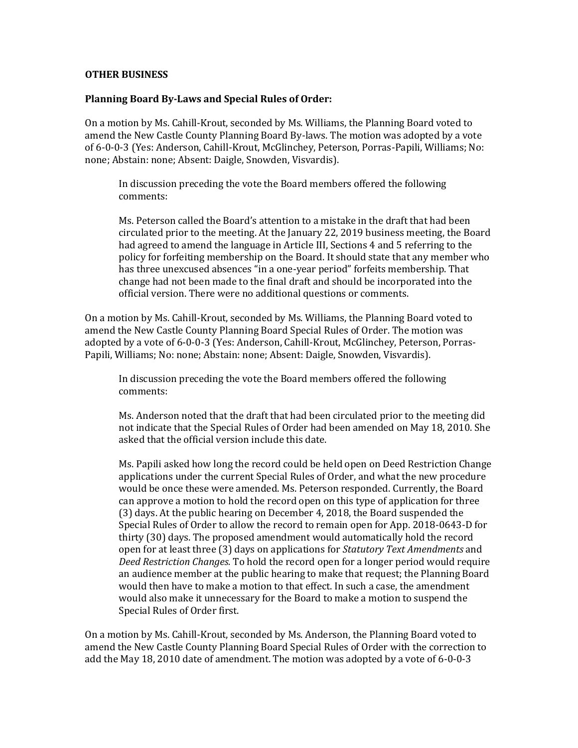**OTHER BUSINESS**

**Planning Board By-Laws and Special Rules of Order:**

On a motion by Ms. Cahill-Krout, seconded by Ms. Williams, the Planning Board voted to amend the New Castle County Planning Board By-laws. The motion was adopted by a vote of 6-0-0-3 (Yes: Anderson, Cahill-Krout, McGlinchey, Peterson, Porras-Papili, Williams; No: none; Abstain: none; Absent: Daigle, Snowden, Visvardis).

> In discussion preceding the vote the Board members offered the following comments:
>
> Ms. Peterson called the Board's attention to a mistake in the draft that had been circulated prior to the meeting. At the January 22, 2019 business meeting, the Board had agreed to amend the language in Article III, Sections 4 and 5 referring to the policy for forfeiting membership on the Board. It should state that any member who has three unexcused absences "in a one-year period" forfeits membership. That change had not been made to the final draft and should be incorporated into the official version. There were no additional questions or comments.

On a motion by Ms. Cahill-Krout, seconded by Ms. Williams, the Planning Board voted to amend the New Castle County Planning Board Special Rules of Order. The motion was adopted by a vote of 6-0-0-3 (Yes: Anderson, Cahill-Krout, McGlinchey, Peterson, Porras-Papili, Williams; No: none; Abstain: none; Absent: Daigle, Snowden, Visvardis).

> In discussion preceding the vote the Board members offered the following comments:
>
> Ms. Anderson noted that the draft that had been circulated prior to the meeting did not indicate that the Special Rules of Order had been amended on May 18, 2010. She asked that the official version include this date.
>
> Ms. Papili asked how long the record could be held open on Deed Restriction Change applications under the current Special Rules of Order, and what the new procedure would be once these were amended. Ms. Peterson responded. Currently, the Board can approve a motion to hold the record open on this type of application for three (3) days. At the public hearing on December 4, 2018, the Board suspended the Special Rules of Order to allow the record to remain open for App. 2018-0643-D for thirty (30) days. The proposed amendment would automatically hold the record open for at least three (3) days on applications for *Statutory Text Amendments* and *Deed Restriction Changes.* To hold the record open for a longer period would require an audience member at the public hearing to make that request; the Planning Board would then have to make a motion to that effect. In such a case, the amendment would also make it unnecessary for the Board to make a motion to suspend the Special Rules of Order first.

On a motion by Ms. Cahill-Krout, seconded by Ms. Anderson, the Planning Board voted to amend the New Castle County Planning Board Special Rules of Order with the correction to add the May 18, 2010 date of amendment. The motion was adopted by a vote of 6-0-0-3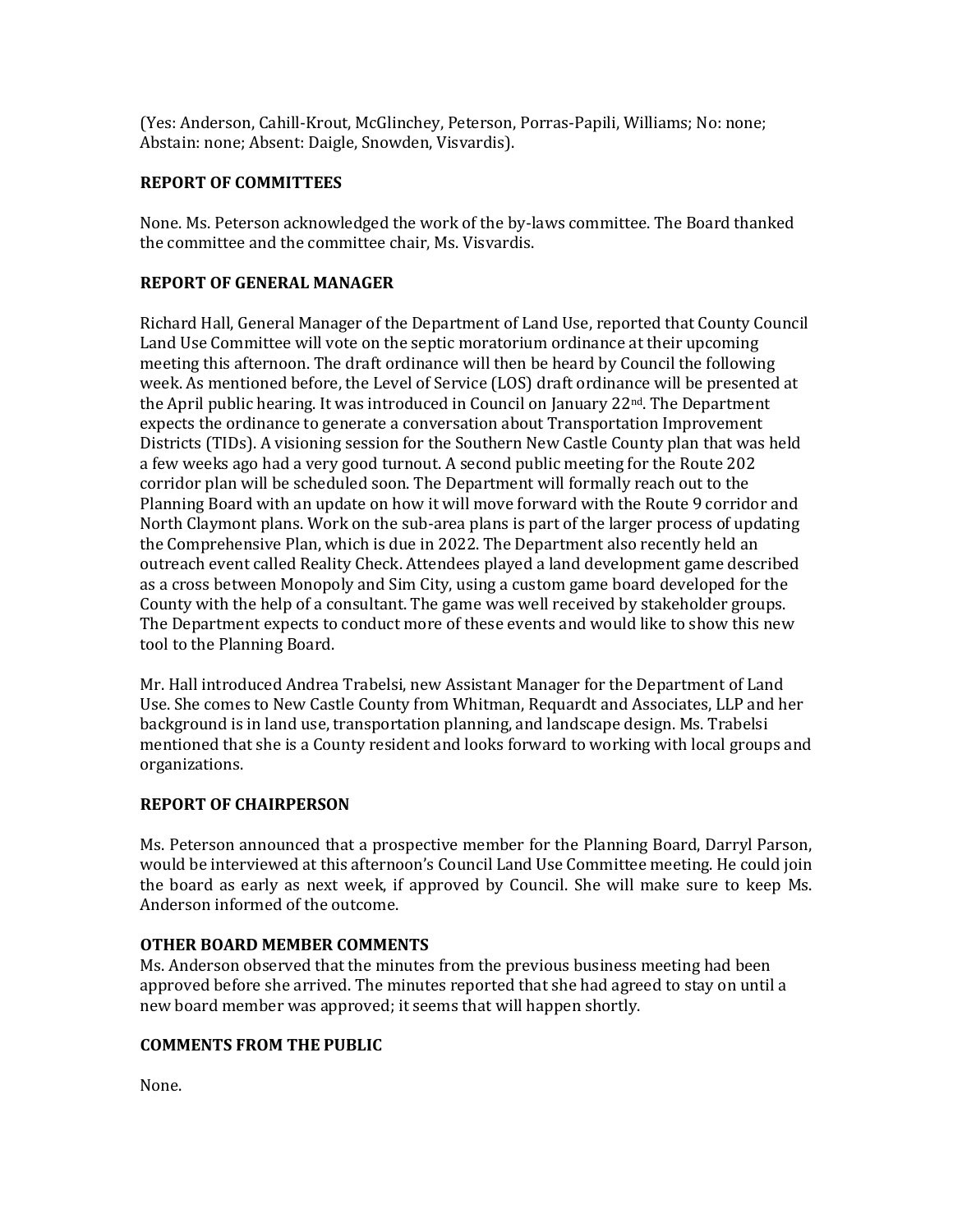(Yes: Anderson, Cahill-Krout, McGlinchey, Peterson, Porras-Papili, Williams; No: none; Abstain: none; Absent: Daigle, Snowden, Visvardis).

**REPORT OF COMMITTEES**

None. Ms. Peterson acknowledged the work of the by-laws committee. The Board thanked the committee and the committee chair, Ms. Visvardis.

**REPORT OF GENERAL MANAGER**

Richard Hall, General Manager of the Department of Land Use, reported that County Council Land Use Committee will vote on the septic moratorium ordinance at their upcoming meeting this afternoon. The draft ordinance will then be heard by Council the following week. As mentioned before, the Level of Service (LOS) draft ordinance will be presented at the April public hearing. It was introduced in Council on January 22nd. The Department expects the ordinance to generate a conversation about Transportation Improvement Districts (TIDs). A visioning session for the Southern New Castle County plan that was held a few weeks ago had a very good turnout. A second public meeting for the Route 202 corridor plan will be scheduled soon. The Department will formally reach out to the Planning Board with an update on how it will move forward with the Route 9 corridor and North Claymont plans. Work on the sub-area plans is part of the larger process of updating the Comprehensive Plan, which is due in 2022. The Department also recently held an outreach event called Reality Check. Attendees played a land development game described as a cross between Monopoly and Sim City, using a custom game board developed for the County with the help of a consultant. The game was well received by stakeholder groups. The Department expects to conduct more of these events and would like to show this new tool to the Planning Board.

Mr. Hall introduced Andrea Trabelsi, new Assistant Manager for the Department of Land Use. She comes to New Castle County from Whitman, Requardt and Associates, LLP and her background is in land use, transportation planning, and landscape design. Ms. Trabelsi mentioned that she is a County resident and looks forward to working with local groups and organizations.

**REPORT OF CHAIRPERSON**

Ms. Peterson announced that a prospective member for the Planning Board, Darryl Parson, would be interviewed at this afternoon's Council Land Use Committee meeting. He could join the board as early as next week, if approved by Council. She will make sure to keep Ms. Anderson informed of the outcome.

**OTHER BOARD MEMBER COMMENTS**

Ms. Anderson observed that the minutes from the previous business meeting had been approved before she arrived. The minutes reported that she had agreed to stay on until a new board member was approved; it seems that will happen shortly.

**COMMENTS FROM THE PUBLIC**

None.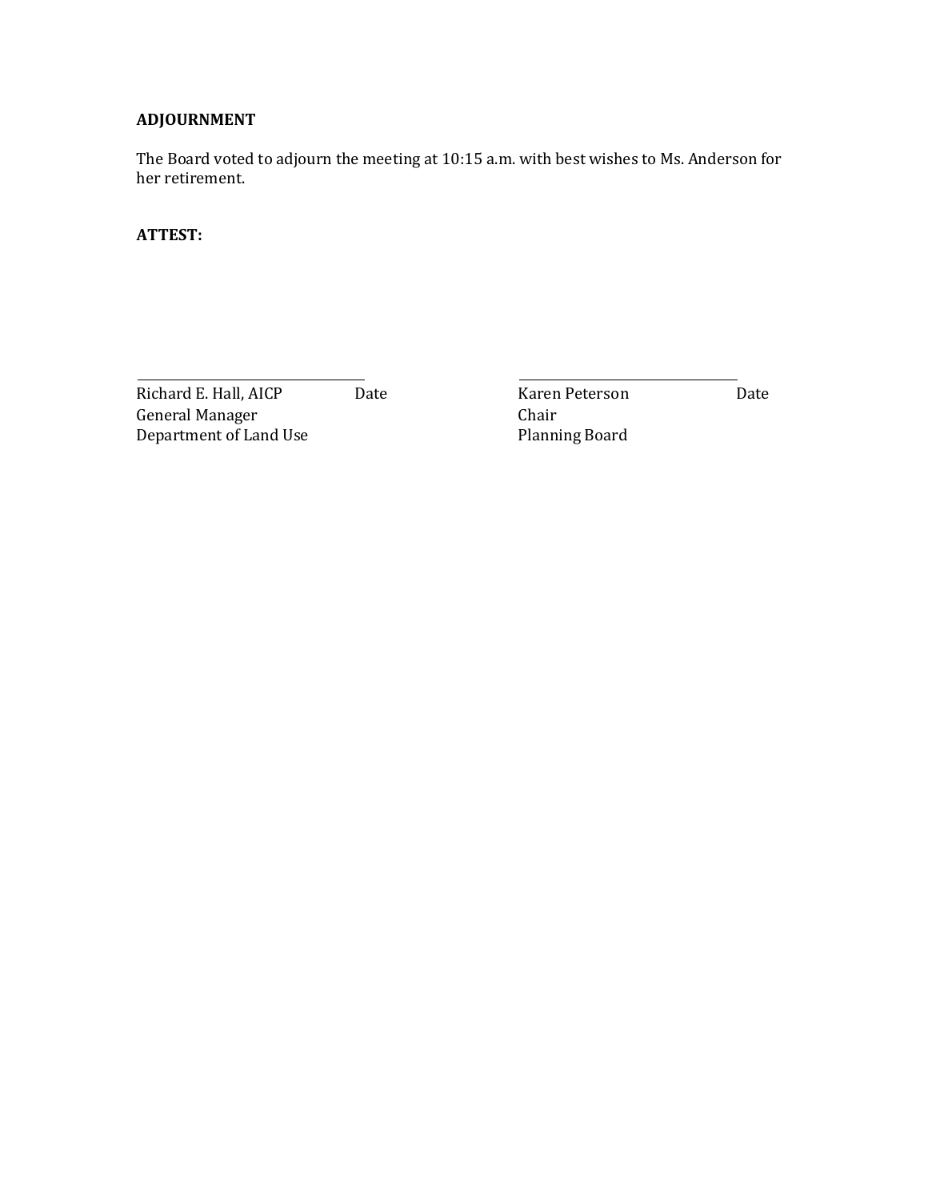**ADJOURNMENT**

The Board voted to adjourn the meeting at 10:15 a.m. with best wishes to Ms. Anderson for her retirement.

**ATTEST:**

| | |
|---|---|
| Richard E. Hall, AICP &nbsp;&nbsp;&nbsp;&nbsp; Date | Karen Peterson &nbsp;&nbsp;&nbsp;&nbsp; Date |
| General Manager | Chair |
| Department of Land Use | Planning Board |